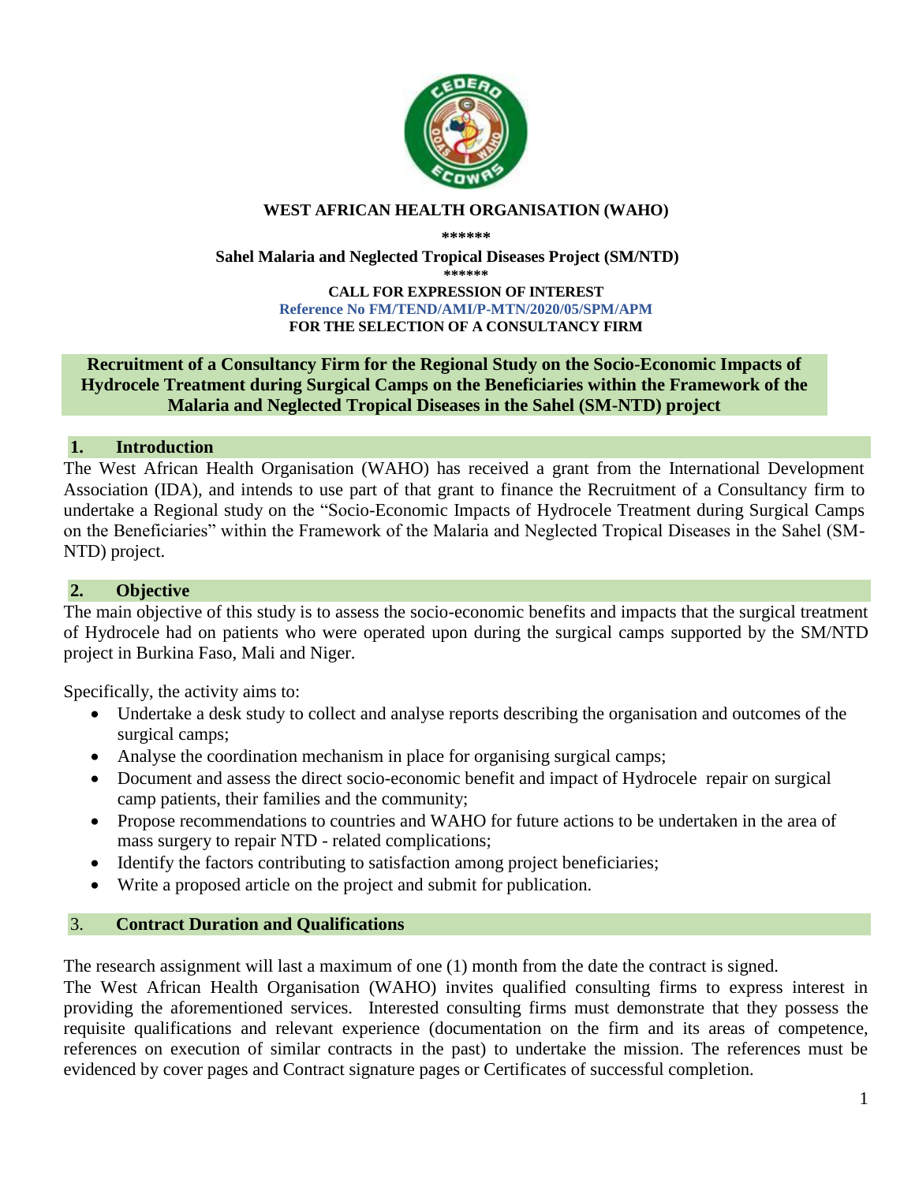**WEST AFRICAN HEALTH ORGANISATION (WAHO)**

**\*\*\*\*\*\***

**Sahel Malaria and Neglected Tropical Diseases Project (SM/NTD)**

**\*\*\*\*\*\***

**CALL FOR EXPRESSION OF INTEREST**

**Reference No FM/TEND/AMI/P-MTN/2020/05/SPM/APM**

**FOR THE SELECTION OF A CONSULTANCY FIRM**

**Recruitment of a Consultancy Firm for the Regional Study on the Socio-Economic Impacts of Hydrocele Treatment during Surgical Camps on the Beneficiaries within the Framework of the Malaria and Neglected Tropical Diseases in the Sahel (SM-NTD) project**

## 1. Introduction

The West African Health Organisation (WAHO) has received a grant from the International Development Association (IDA), and intends to use part of that grant to finance the Recruitment of a Consultancy firm to undertake a Regional study on the "Socio-Economic Impacts of Hydrocele Treatment during Surgical Camps on the Beneficiaries" within the Framework of the Malaria and Neglected Tropical Diseases in the Sahel (SM-NTD) project.

## 2. Objective

The main objective of this study is to assess the socio-economic benefits and impacts that the surgical treatment of Hydrocele had on patients who were operated upon during the surgical camps supported by the SM/NTD project in Burkina Faso, Mali and Niger.

Specifically, the activity aims to:

- Undertake a desk study to collect and analyse reports describing the organisation and outcomes of the surgical camps;
- Analyse the coordination mechanism in place for organising surgical camps;
- Document and assess the direct socio-economic benefit and impact of Hydrocele repair on surgical camp patients, their families and the community;
- Propose recommendations to countries and WAHO for future actions to be undertaken in the area of mass surgery to repair NTD - related complications;
- Identify the factors contributing to satisfaction among project beneficiaries;
- Write a proposed article on the project and submit for publication.

## 3. Contract Duration and Qualifications

The research assignment will last a maximum of one (1) month from the date the contract is signed.

The West African Health Organisation (WAHO) invites qualified consulting firms to express interest in providing the aforementioned services. Interested consulting firms must demonstrate that they possess the requisite qualifications and relevant experience (documentation on the firm and its areas of competence, references on execution of similar contracts in the past) to undertake the mission. The references must be evidenced by cover pages and Contract signature pages or Certificates of successful completion.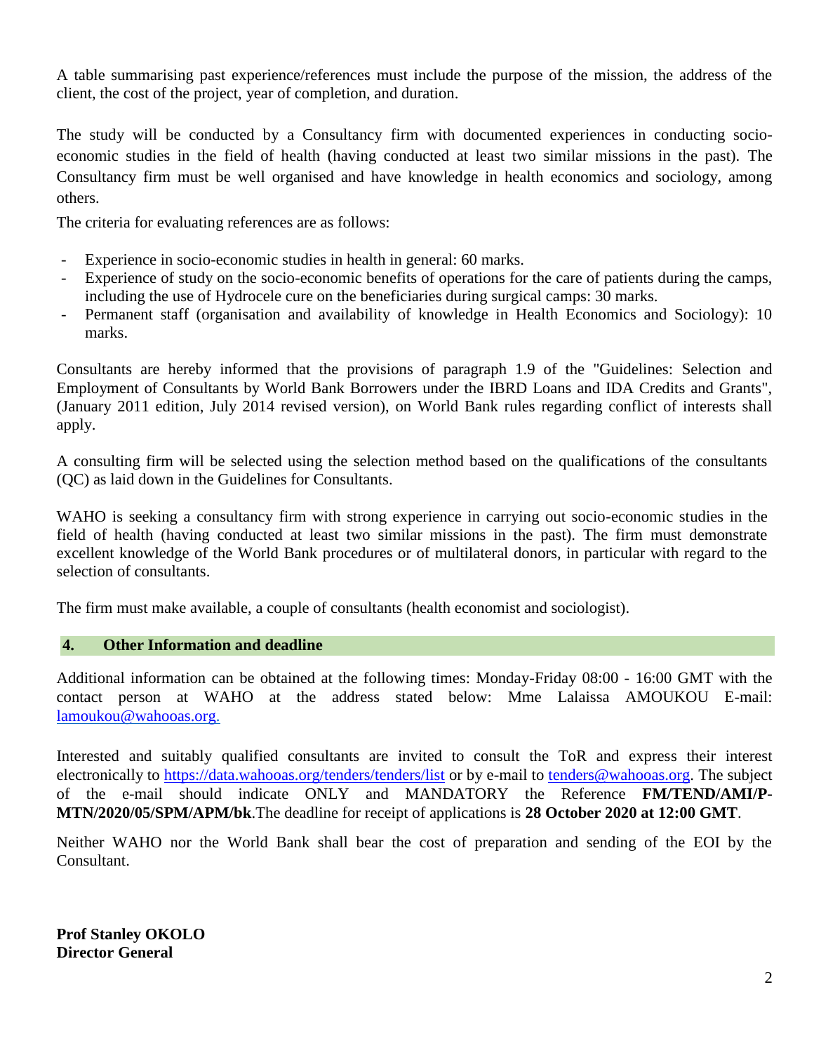A table summarising past experience/references must include the purpose of the mission, the address of the client, the cost of the project, year of completion, and duration.

The study will be conducted by a Consultancy firm with documented experiences in conducting socio-economic studies in the field of health (having conducted at least two similar missions in the past). The Consultancy firm must be well organised and have knowledge in health economics and sociology, among others.

The criteria for evaluating references are as follows:

- Experience in socio-economic studies in health in general: 60 marks.
- Experience of study on the socio-economic benefits of operations for the care of patients during the camps, including the use of Hydrocele cure on the beneficiaries during surgical camps: 30 marks.
- Permanent staff (organisation and availability of knowledge in Health Economics and Sociology): 10 marks.

Consultants are hereby informed that the provisions of paragraph 1.9 of the "Guidelines: Selection and Employment of Consultants by World Bank Borrowers under the IBRD Loans and IDA Credits and Grants", (January 2011 edition, July 2014 revised version), on World Bank rules regarding conflict of interests shall apply.

A consulting firm will be selected using the selection method based on the qualifications of the consultants (QC) as laid down in the Guidelines for Consultants.

WAHO is seeking a consultancy firm with strong experience in carrying out socio-economic studies in the field of health (having conducted at least two similar missions in the past). The firm must demonstrate excellent knowledge of the World Bank procedures or of multilateral donors, in particular with regard to the selection of consultants.

The firm must make available, a couple of consultants (health economist and sociologist).

## 4. Other Information and deadline

Additional information can be obtained at the following times: Monday-Friday 08:00 - 16:00 GMT with the contact person at WAHO at the address stated below: Mme Lalaissa AMOUKOU E-mail: lamoukou@wahooas.org.

Interested and suitably qualified consultants are invited to consult the ToR and express their interest electronically to https://data.wahooas.org/tenders/tenders/list or by e-mail to tenders@wahooas.org. The subject of the e-mail should indicate ONLY and MANDATORY the Reference **FM/TEND/AMI/P-MTN/2020/05/SPM/APM/bk**.The deadline for receipt of applications is **28 October 2020 at 12:00 GMT**.

Neither WAHO nor the World Bank shall bear the cost of preparation and sending of the EOI by the Consultant.

**Prof Stanley OKOLO**
**Director General**